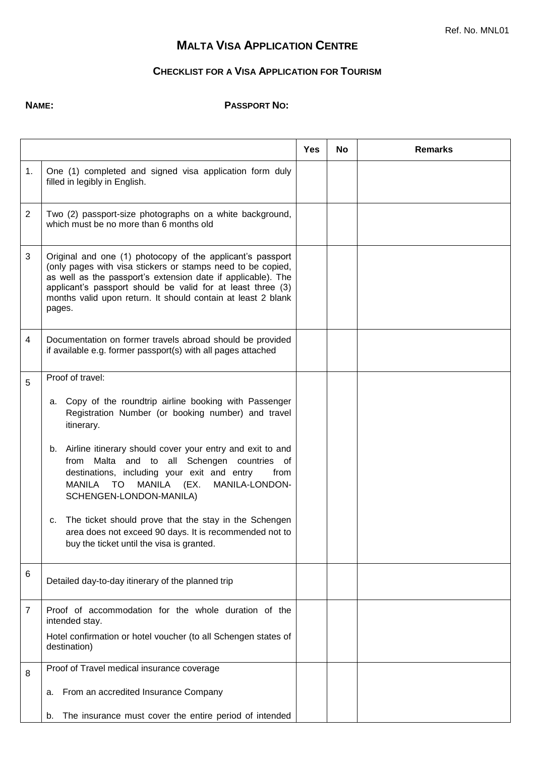Ref. No. MNL01

# MALTA VISA APPLICATION CENTRE

## CHECKLIST FOR A VISA APPLICATION FOR TOURISM

**NAME:** **PASSPORT NO:**

| | | Yes | No | Remarks |
|---|---|---|---|---|
| 1. | One (1) completed and signed visa application form duly filled in legibly in English. | | | |
| 2 | Two (2) passport-size photographs on a white background, which must be no more than 6 months old | | | |
| 3 | Original and one (1) photocopy of the applicant's passport (only pages with visa stickers or stamps need to be copied, as well as the passport's extension date if applicable). The applicant's passport should be valid for at least three (3) months valid upon return. It should contain at least 2 blank pages. | | | |
| 4 | Documentation on former travels abroad should be provided if available e.g. former passport(s) with all pages attached | | | |
| 5 | Proof of travel:<br><br>a. Copy of the roundtrip airline booking with Passenger Registration Number (or booking number) and travel itinerary.<br><br>b. Airline itinerary should cover your entry and exit to and from Malta and to all Schengen countries of destinations, including your exit and entry from MANILA TO MANILA (EX. MANILA-LONDON-SCHENGEN-LONDON-MANILA)<br><br>c. The ticket should prove that the stay in the Schengen area does not exceed 90 days. It is recommended not to buy the ticket until the visa is granted. | | | |
| 6 | Detailed day-to-day itinerary of the planned trip | | | |
| 7 | Proof of accommodation for the whole duration of the intended stay.<br><br>Hotel confirmation or hotel voucher (to all Schengen states of destination) | | | |
| 8 | Proof of Travel medical insurance coverage<br><br>a. From an accredited Insurance Company<br><br>b. The insurance must cover the entire period of intended | | | |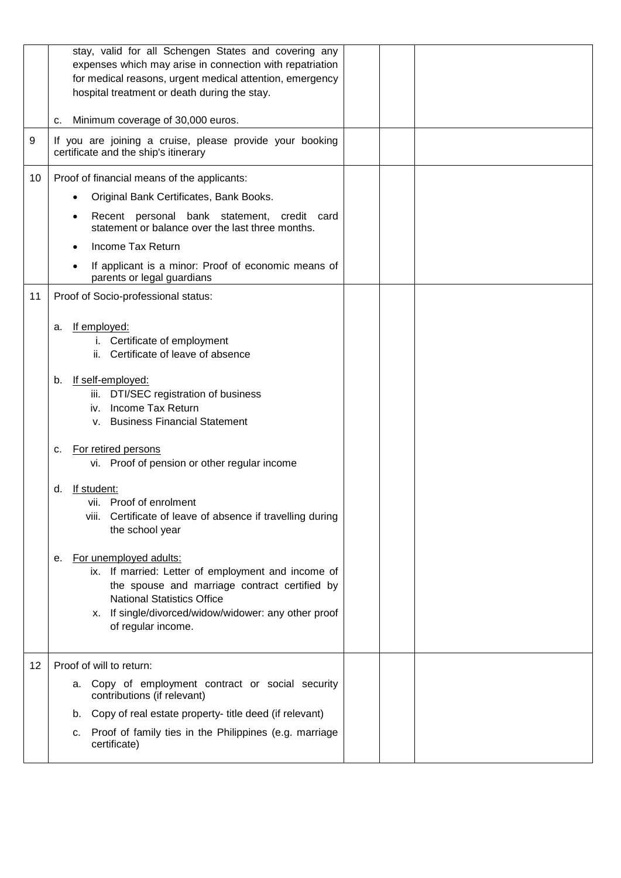|  |  |  |  |  |
|---|---|---|---|---|
|  | stay, valid for all Schengen States and covering any expenses which may arise in connection with repatriation for medical reasons, urgent medical attention, emergency hospital treatment or death during the stay.<br><br>c. Minimum coverage of 30,000 euros. |  |  |  |
| 9 | If you are joining a cruise, please provide your booking certificate and the ship's itinerary |  |  |  |
| 10 | Proof of financial means of the applicants:<br>• Original Bank Certificates, Bank Books.<br>• Recent personal bank statement, credit card statement or balance over the last three months.<br>• Income Tax Return<br>• If applicant is a minor: Proof of economic means of parents or legal guardians |  |  |  |
| 11 | Proof of Socio-professional status:<br><br>a. <u>If employed:</u><br>i. Certificate of employment<br>ii. Certificate of leave of absence<br><br>b. <u>If self-employed:</u><br>iii. DTI/SEC registration of business<br>iv. Income Tax Return<br>v. Business Financial Statement<br><br>c. <u>For retired persons</u><br>vi. Proof of pension or other regular income<br><br>d. <u>If student:</u><br>vii. Proof of enrolment<br>viii. Certificate of leave of absence if travelling during the school year<br><br>e. <u>For unemployed adults:</u><br>ix. If married: Letter of employment and income of the spouse and marriage contract certified by National Statistics Office<br>x. If single/divorced/widow/widower: any other proof of regular income. |  |  |  |
| 12 | Proof of will to return:<br>a. Copy of employment contract or social security contributions (if relevant)<br>b. Copy of real estate property- title deed (if relevant)<br>c. Proof of family ties in the Philippines (e.g. marriage certificate) |  |  |  |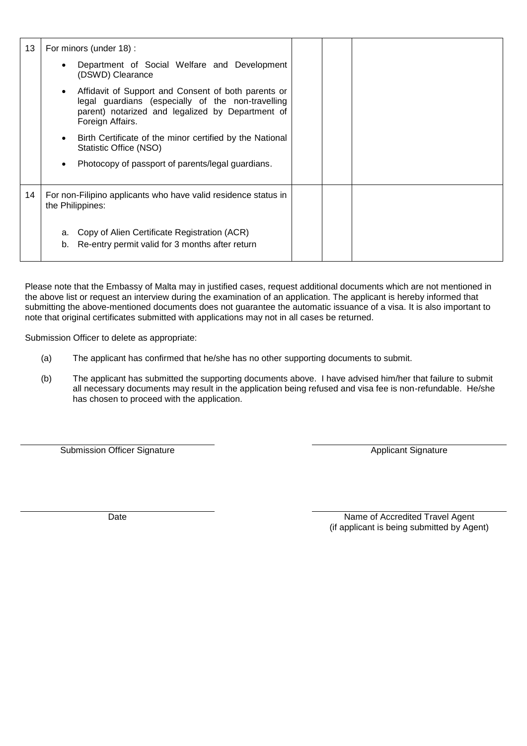| | | | | |
|---|---|---|---|---|
| 13 | For minors (under 18) :<br>• Department of Social Welfare and Development (DSWD) Clearance<br>• Affidavit of Support and Consent of both parents or legal guardians (especially of the non-travelling parent) notarized and legalized by Department of Foreign Affairs.<br>• Birth Certificate of the minor certified by the National Statistic Office (NSO)<br>• Photocopy of passport of parents/legal guardians. | | | |
| 14 | For non-Filipino applicants who have valid residence status in the Philippines:<br>a. Copy of Alien Certificate Registration (ACR)<br>b. Re-entry permit valid for 3 months after return | | | |

Please note that the Embassy of Malta may in justified cases, request additional documents which are not mentioned in the above list or request an interview during the examination of an application. The applicant is hereby informed that submitting the above-mentioned documents does not guarantee the automatic issuance of a visa. It is also important to note that original certificates submitted with applications may not in all cases be returned.

Submission Officer to delete as appropriate:

(a) The applicant has confirmed that he/she has no other supporting documents to submit.

(b) The applicant has submitted the supporting documents above. I have advised him/her that failure to submit all necessary documents may result in the application being refused and visa fee is non-refundable. He/she has chosen to proceed with the application.

Submission Officer Signature

Applicant Signature

Date

Name of Accredited Travel Agent
(if applicant is being submitted by Agent)